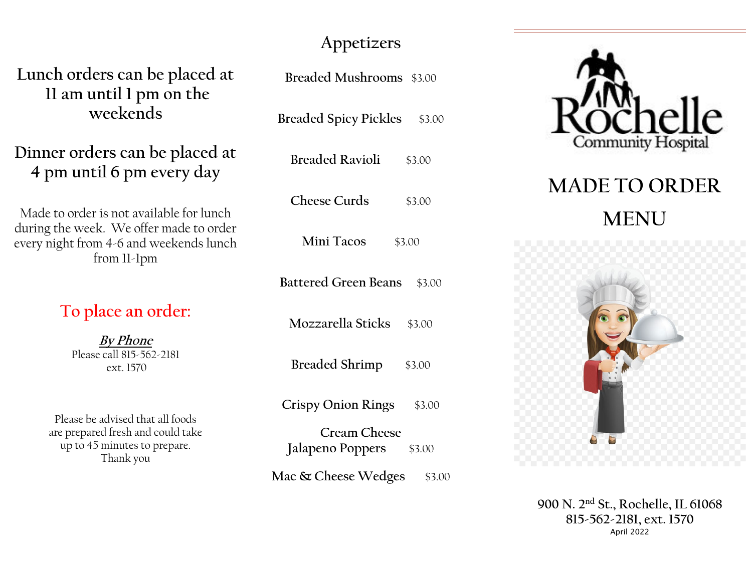Lunch orders can be placed at 11 am until 1 pm on the weekends

Dinner orders can be placed at 4 pm until 6 pm every day

Made to order is not available for lunch during the week. We offer made to order every night from 4-6 and weekends lunch from 11-1pm

## To place an order:

***By Phone***
Please call 815-562-2181
ext. 1570

Please be advised that all foods are prepared fresh and could take up to 45 minutes to prepare.
Thank you

## Appetizers

| Item | Price |
|---|---|
| Breaded Mushrooms | $3.00 |
| Breaded Spicy Pickles | $3.00 |
| Breaded Ravioli | $3.00 |
| Cheese Curds | $3.00 |
| Mini Tacos | $3.00 |
| Battered Green Beans | $3.00 |
| Mozzarella Sticks | $3.00 |
| Breaded Shrimp | $3.00 |
| Crispy Onion Rings | $3.00 |
| Cream Cheese Jalapeno Poppers | $3.00 |
| Mac & Cheese Wedges | $3.00 |

Rochelle Community Hospital

# MADE TO ORDER MENU

900 N. 2nd St., Rochelle, IL 61068
815-562-2181, ext. 1570
April 2022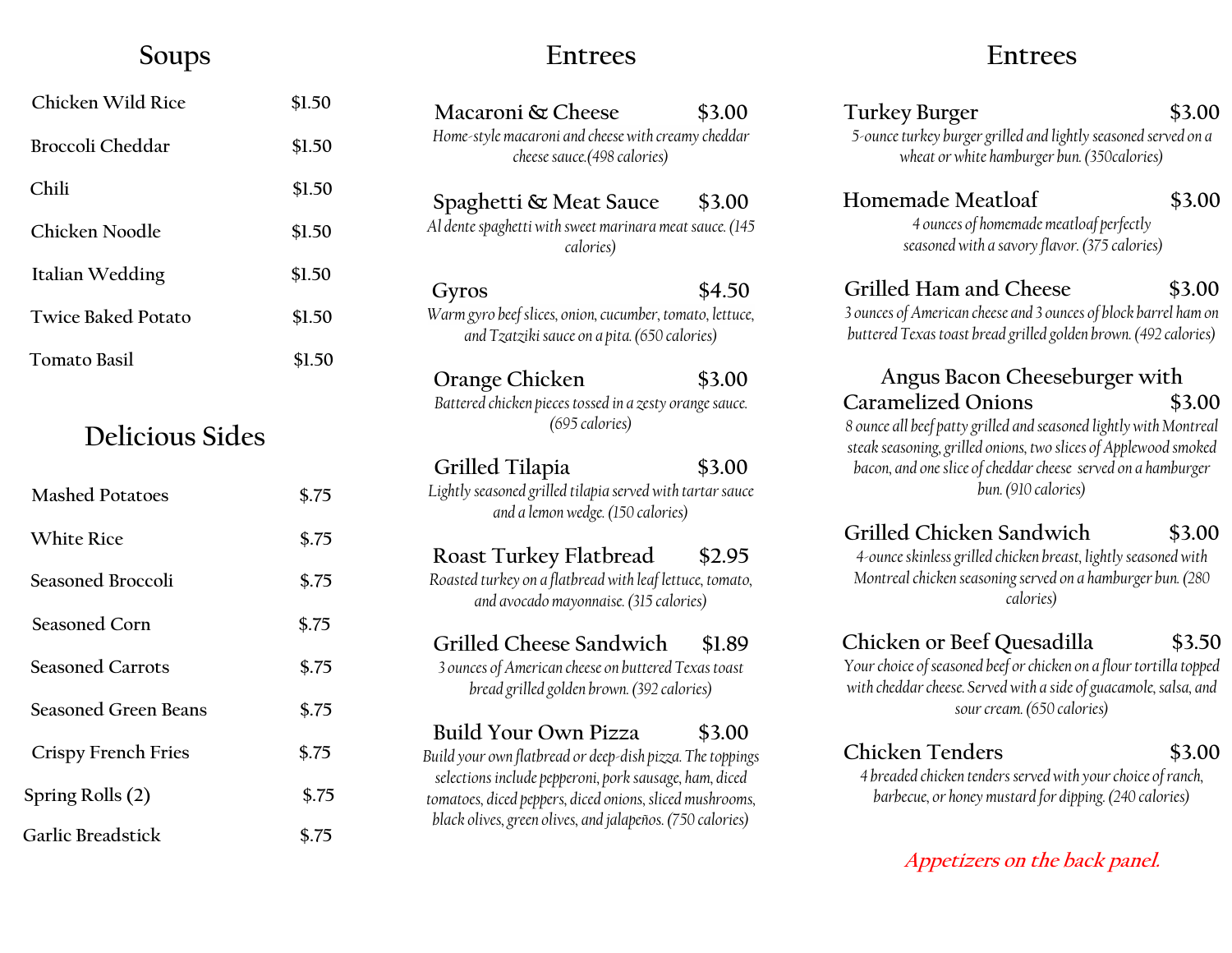## Soups

| | |
|---|---|
| Chicken Wild Rice | $1.50 |
| Broccoli Cheddar | $1.50 |
| Chili | $1.50 |
| Chicken Noodle | $1.50 |
| Italian Wedding | $1.50 |
| Twice Baked Potato | $1.50 |
| Tomato Basil | $1.50 |

## Delicious Sides

| | |
|---|---|
| Mashed Potatoes | $.75 |
| White Rice | $.75 |
| Seasoned Broccoli | $.75 |
| Seasoned Corn | $.75 |
| Seasoned Carrots | $.75 |
| Seasoned Green Beans | $.75 |
| Crispy French Fries | $.75 |
| Spring Rolls (2) | $.75 |
| Garlic Breadstick | $.75 |

## Entrees

**Macaroni & Cheese** $3.00

*Home-style macaroni and cheese with creamy cheddar cheese sauce.(498 calories)*

**Spaghetti & Meat Sauce** $3.00

*Al dente spaghetti with sweet marinara meat sauce. (145 calories)*

**Gyros** $4.50

*Warm gyro beef slices, onion, cucumber, tomato, lettuce, and Tzatziki sauce on a pita. (650 calories)*

**Orange Chicken** $3.00

*Battered chicken pieces tossed in a zesty orange sauce. (695 calories)*

**Grilled Tilapia** $3.00

*Lightly seasoned grilled tilapia served with tartar sauce and a lemon wedge. (150 calories)*

**Roast Turkey Flatbread** $2.95

*Roasted turkey on a flatbread with leaf lettuce, tomato, and avocado mayonnaise. (315 calories)*

**Grilled Cheese Sandwich** $1.89

*3 ounces of American cheese on buttered Texas toast bread grilled golden brown. (392 calories)*

**Build Your Own Pizza** $3.00

*Build your own flatbread or deep-dish pizza. The toppings selections include pepperoni, pork sausage, ham, diced tomatoes, diced peppers, diced onions, sliced mushrooms, black olives, green olives, and jalapeños. (750 calories)*

## Entrees

**Turkey Burger** $3.00

*5-ounce turkey burger grilled and lightly seasoned served on a wheat or white hamburger bun. (350calories)*

**Homemade Meatloaf** $3.00

*4 ounces of homemade meatloaf perfectly seasoned with a savory flavor. (375 calories)*

**Grilled Ham and Cheese** $3.00

*3 ounces of American cheese and 3 ounces of block barrel ham on buttered Texas toast bread grilled golden brown. (492 calories)*

**Angus Bacon Cheeseburger with Caramelized Onions** $3.00

*8 ounce all beef patty grilled and seasoned lightly with Montreal steak seasoning, grilled onions, two slices of Applewood smoked bacon, and one slice of cheddar cheese served on a hamburger bun. (910 calories)*

**Grilled Chicken Sandwich** $3.00

*4-ounce skinless grilled chicken breast, lightly seasoned with Montreal chicken seasoning served on a hamburger bun. (280 calories)*

**Chicken or Beef Quesadilla** $3.50

*Your choice of seasoned beef or chicken on a flour tortilla topped with cheddar cheese. Served with a side of guacamole, salsa, and sour cream. (650 calories)*

**Chicken Tenders** $3.00

*4 breaded chicken tenders served with your choice of ranch, barbecue, or honey mustard for dipping. (240 calories)*

*Appetizers on the back panel.*